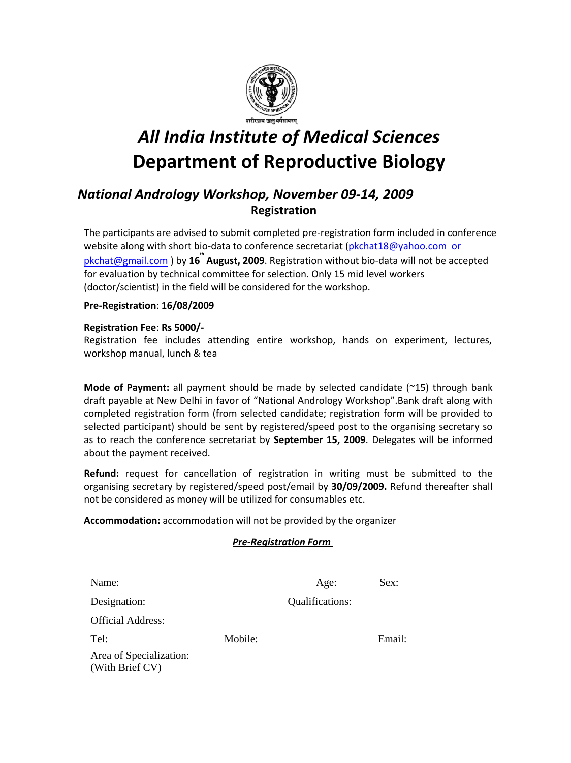शरीरमाद्यं खलु धर्मसाधनम्

# *All India Institute of Medical Sciences*
# Department of Reproductive Biology

## *National Andrology Workshop, November 09-14, 2009*
### Registration

The participants are advised to submit completed pre-registration form included in conference website along with short bio-data to conference secretariat (pkchat18@yahoo.com or pkchat@gmail.com ) by **16th August, 2009**. Registration without bio-data will not be accepted for evaluation by technical committee for selection. Only 15 mid level workers (doctor/scientist) in the field will be considered for the workshop.

**Pre-Registration**: **16/08/2009**

**Registration Fee**: **Rs 5000/-**
Registration fee includes attending entire workshop, hands on experiment, lectures, workshop manual, lunch & tea

**Mode of Payment:** all payment should be made by selected candidate (~15) through bank draft payable at New Delhi in favor of "National Andrology Workshop".Bank draft along with completed registration form (from selected candidate; registration form will be provided to selected participant) should be sent by registered/speed post to the organising secretary so as to reach the conference secretariat by **September 15, 2009**. Delegates will be informed about the payment received.

**Refund:** request for cancellation of registration in writing must be submitted to the organising secretary by registered/speed post/email by **30/09/2009.** Refund thereafter shall not be considered as money will be utilized for consumables etc.

**Accommodation:** accommodation will not be provided by the organizer

***Pre-Registration Form***

Name: Age: Sex:

Designation: Qualifications:

Official Address:

Tel: Mobile: Email:

Area of Specialization:
(With Brief CV)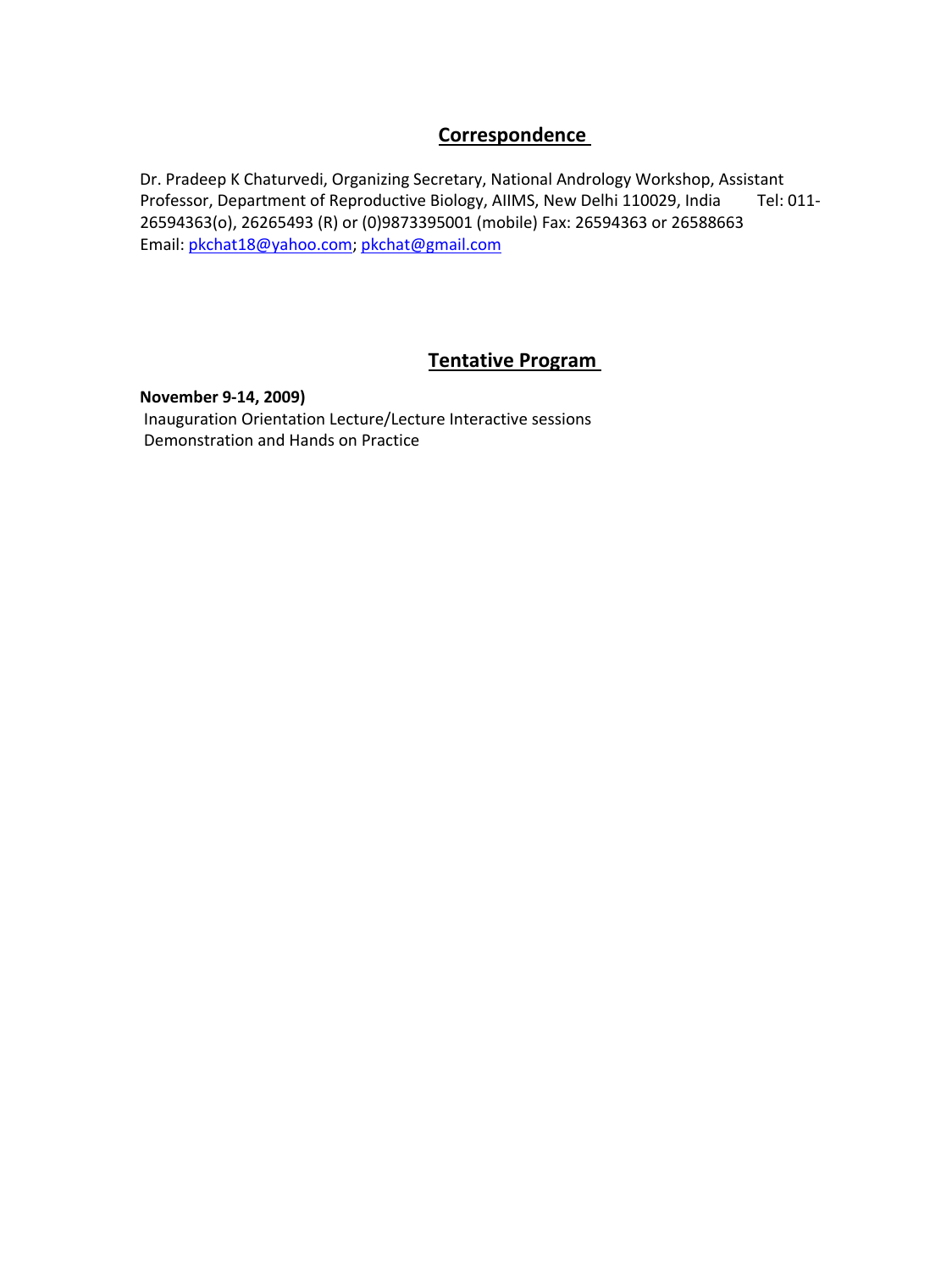## Correspondence

Dr. Pradeep K Chaturvedi, Organizing Secretary, National Andrology Workshop, Assistant Professor, Department of Reproductive Biology, AIIMS, New Delhi 110029, India Tel: 011-26594363(o), 26265493 (R) or (0)9873395001 (mobile) Fax: 26594363 or 26588663 Email: pkchat18@yahoo.com; pkchat@gmail.com

## Tentative Program

**November 9-14, 2009)**

Inauguration Orientation Lecture/Lecture Interactive sessions
Demonstration and Hands on Practice